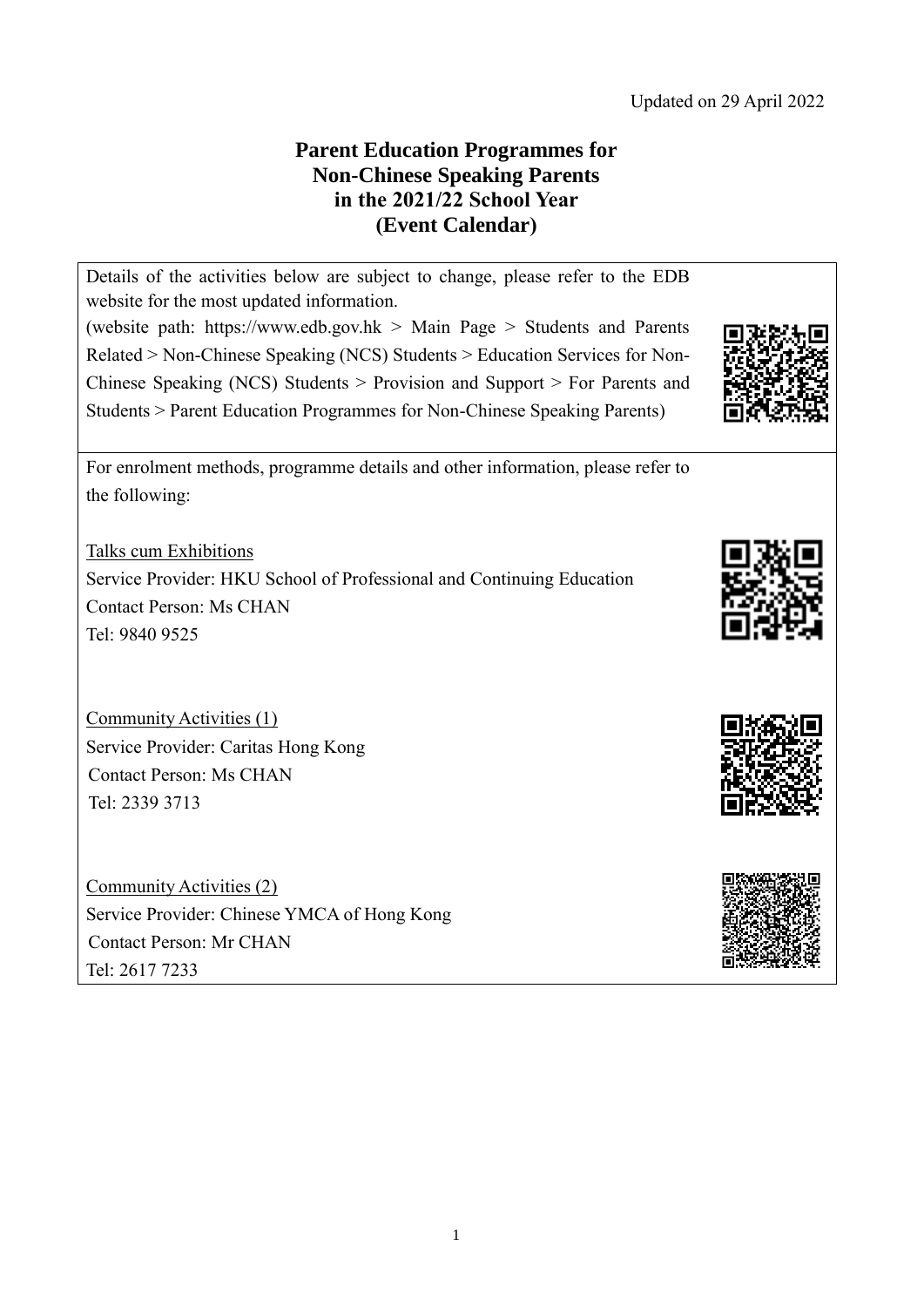Updated on 29 April 2022

# Parent Education Programmes for Non-Chinese Speaking Parents in the 2021/22 School Year (Event Calendar)

Details of the activities below are subject to change, please refer to the EDB website for the most updated information.
(website path: https://www.edb.gov.hk > Main Page > Students and Parents Related > Non-Chinese Speaking (NCS) Students > Education Services for Non-Chinese Speaking (NCS) Students > Provision and Support > For Parents and Students > Parent Education Programmes for Non-Chinese Speaking Parents)

For enrolment methods, programme details and other information, please refer to the following:

Talks cum Exhibitions
Service Provider: HKU School of Professional and Continuing Education
Contact Person: Ms CHAN
Tel: 9840 9525

Community Activities (1)
Service Provider: Caritas Hong Kong
Contact Person: Ms CHAN
Tel: 2339 3713

Community Activities (2)
Service Provider: Chinese YMCA of Hong Kong
Contact Person: Mr CHAN
Tel: 2617 7233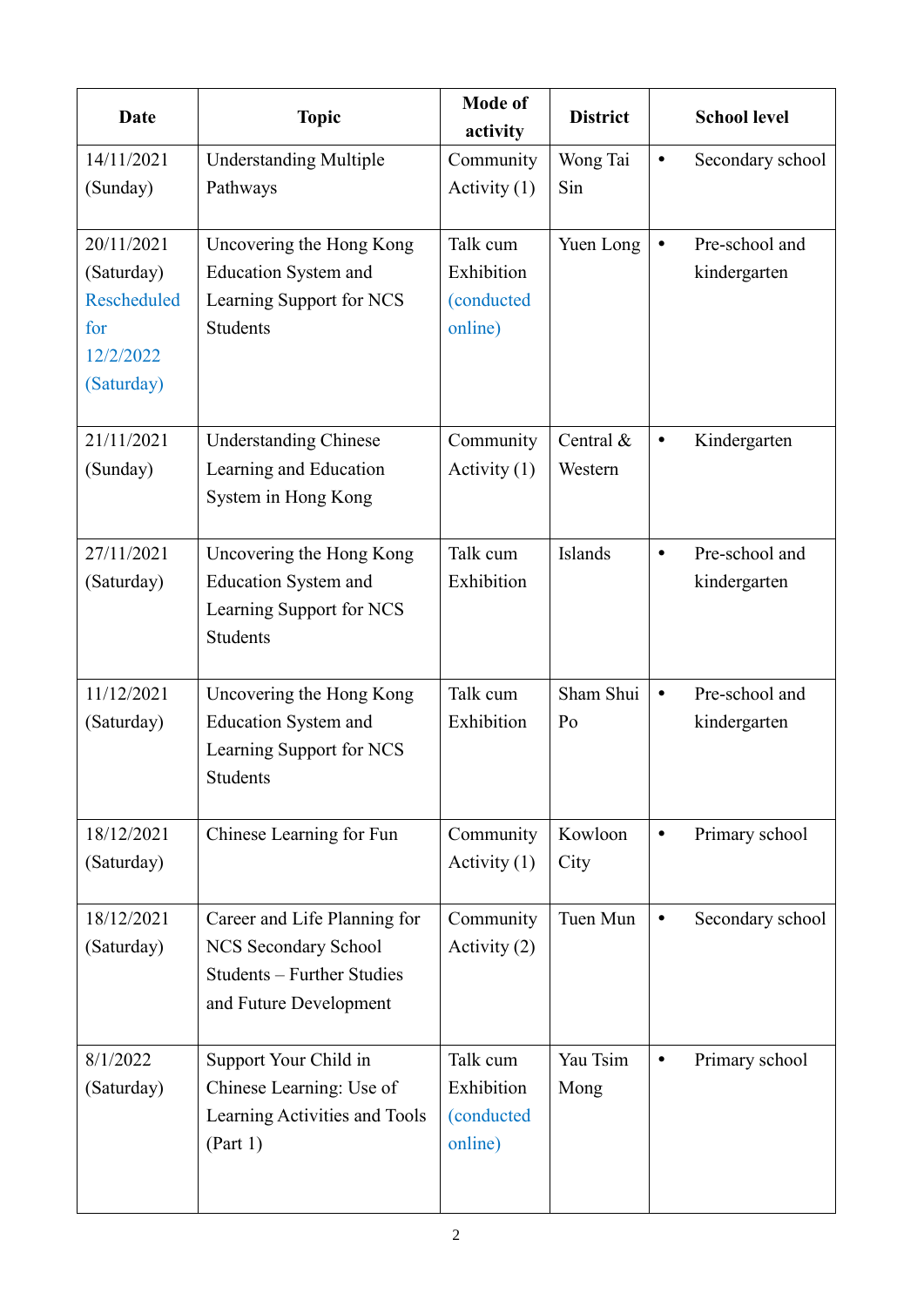| Date | Topic | Mode of activity | District | School level |
| --- | --- | --- | --- | --- |
| 14/11/2021 (Sunday) | Understanding Multiple Pathways | Community Activity (1) | Wong Tai Sin | • Secondary school |
| 20/11/2021 (Saturday) Rescheduled for 12/2/2022 (Saturday) | Uncovering the Hong Kong Education System and Learning Support for NCS Students | Talk cum Exhibition (conducted online) | Yuen Long | • Pre-school and kindergarten |
| 21/11/2021 (Sunday) | Understanding Chinese Learning and Education System in Hong Kong | Community Activity (1) | Central & Western | • Kindergarten |
| 27/11/2021 (Saturday) | Uncovering the Hong Kong Education System and Learning Support for NCS Students | Talk cum Exhibition | Islands | • Pre-school and kindergarten |
| 11/12/2021 (Saturday) | Uncovering the Hong Kong Education System and Learning Support for NCS Students | Talk cum Exhibition | Sham Shui Po | • Pre-school and kindergarten |
| 18/12/2021 (Saturday) | Chinese Learning for Fun | Community Activity (1) | Kowloon City | • Primary school |
| 18/12/2021 (Saturday) | Career and Life Planning for NCS Secondary School Students – Further Studies and Future Development | Community Activity (2) | Tuen Mun | • Secondary school |
| 8/1/2022 (Saturday) | Support Your Child in Chinese Learning: Use of Learning Activities and Tools (Part 1) | Talk cum Exhibition (conducted online) | Yau Tsim Mong | • Primary school |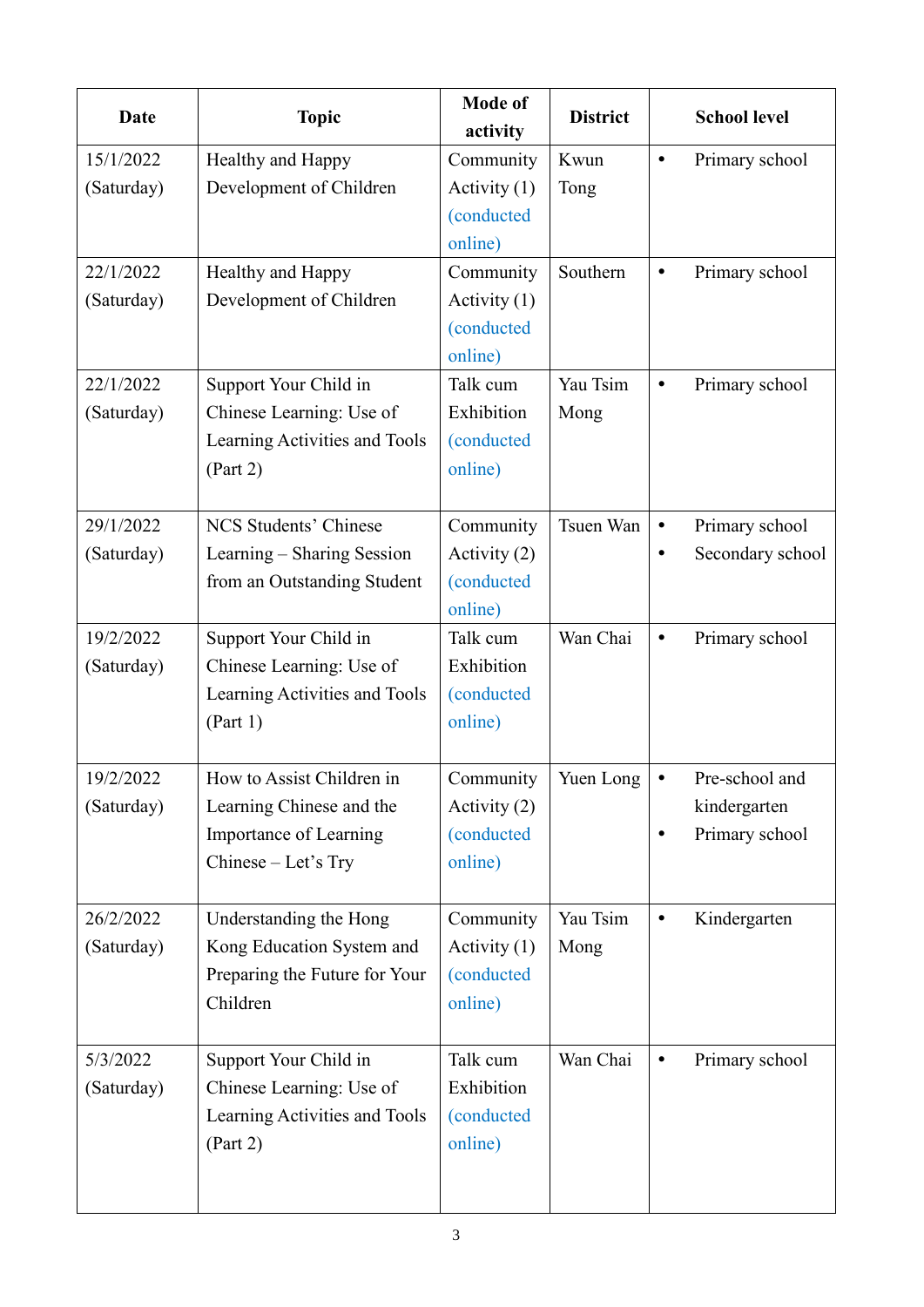| Date | Topic | Mode of activity | District | School level |
|---|---|---|---|---|
| 15/1/2022 (Saturday) | Healthy and Happy Development of Children | Community Activity (1) (conducted online) | Kwun Tong | • Primary school |
| 22/1/2022 (Saturday) | Healthy and Happy Development of Children | Community Activity (1) (conducted online) | Southern | • Primary school |
| 22/1/2022 (Saturday) | Support Your Child in Chinese Learning: Use of Learning Activities and Tools (Part 2) | Talk cum Exhibition (conducted online) | Yau Tsim Mong | • Primary school |
| 29/1/2022 (Saturday) | NCS Students' Chinese Learning – Sharing Session from an Outstanding Student | Community Activity (2) (conducted online) | Tsuen Wan | • Primary school<br>• Secondary school |
| 19/2/2022 (Saturday) | Support Your Child in Chinese Learning: Use of Learning Activities and Tools (Part 1) | Talk cum Exhibition (conducted online) | Wan Chai | • Primary school |
| 19/2/2022 (Saturday) | How to Assist Children in Learning Chinese and the Importance of Learning Chinese – Let's Try | Community Activity (2) (conducted online) | Yuen Long | • Pre-school and kindergarten<br>• Primary school |
| 26/2/2022 (Saturday) | Understanding the Hong Kong Education System and Preparing the Future for Your Children | Community Activity (1) (conducted online) | Yau Tsim Mong | • Kindergarten |
| 5/3/2022 (Saturday) | Support Your Child in Chinese Learning: Use of Learning Activities and Tools (Part 2) | Talk cum Exhibition (conducted online) | Wan Chai | • Primary school |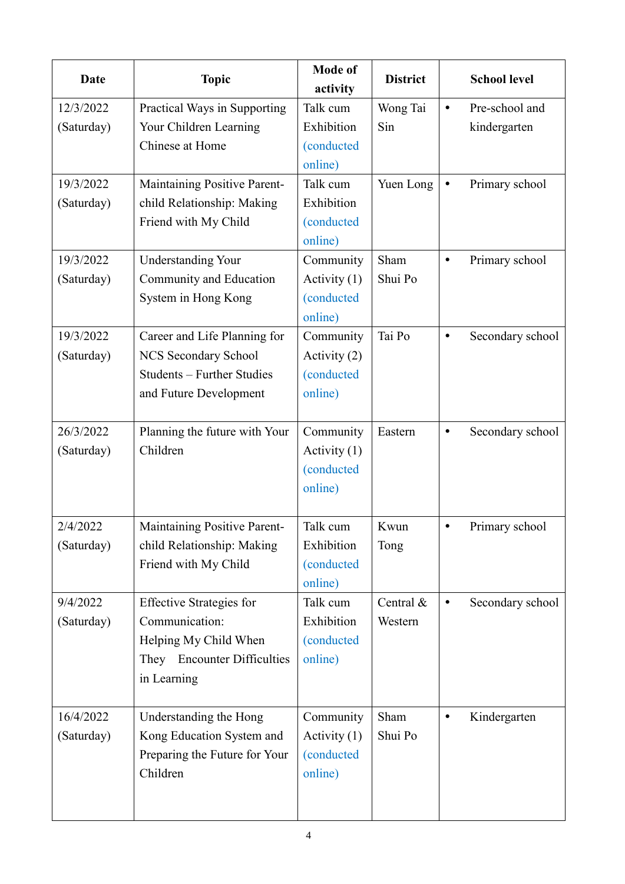| Date | Topic | Mode of activity | District | School level |
| --- | --- | --- | --- | --- |
| 12/3/2022 (Saturday) | Practical Ways in Supporting Your Children Learning Chinese at Home | Talk cum Exhibition (conducted online) | Wong Tai Sin | • Pre-school and kindergarten |
| 19/3/2022 (Saturday) | Maintaining Positive Parent-child Relationship: Making Friend with My Child | Talk cum Exhibition (conducted online) | Yuen Long | • Primary school |
| 19/3/2022 (Saturday) | Understanding Your Community and Education System in Hong Kong | Community Activity (1) (conducted online) | Sham Shui Po | • Primary school |
| 19/3/2022 (Saturday) | Career and Life Planning for NCS Secondary School Students – Further Studies and Future Development | Community Activity (2) (conducted online) | Tai Po | • Secondary school |
| 26/3/2022 (Saturday) | Planning the future with Your Children | Community Activity (1) (conducted online) | Eastern | • Secondary school |
| 2/4/2022 (Saturday) | Maintaining Positive Parent-child Relationship: Making Friend with My Child | Talk cum Exhibition (conducted online) | Kwun Tong | • Primary school |
| 9/4/2022 (Saturday) | Effective Strategies for Communication: Helping My Child When They Encounter Difficulties in Learning | Talk cum Exhibition (conducted online) | Central & Western | • Secondary school |
| 16/4/2022 (Saturday) | Understanding the Hong Kong Education System and Preparing the Future for Your Children | Community Activity (1) (conducted online) | Sham Shui Po | • Kindergarten |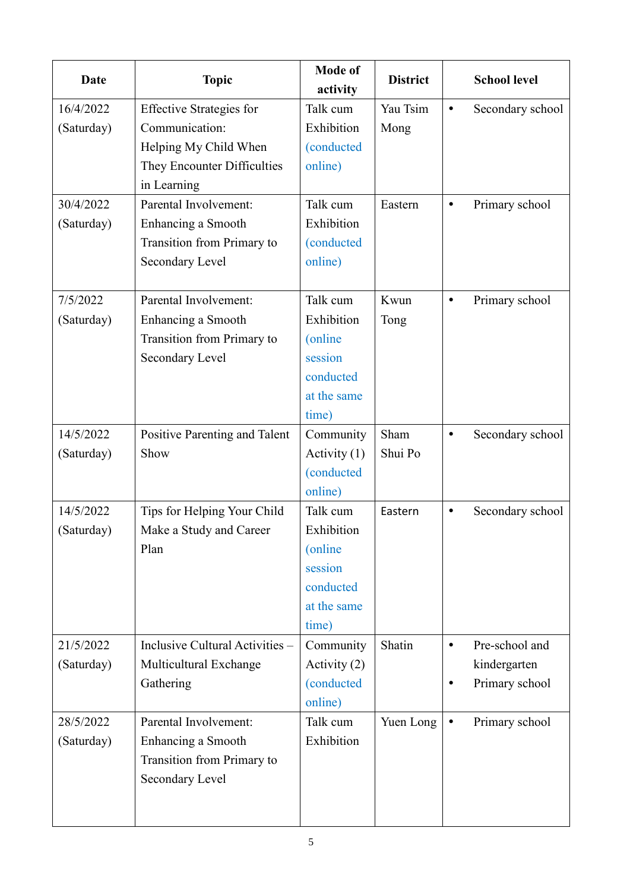| Date | Topic | Mode of activity | District | School level |
| --- | --- | --- | --- | --- |
| 16/4/2022 (Saturday) | Effective Strategies for Communication: Helping My Child When They Encounter Difficulties in Learning | Talk cum Exhibition (conducted online) | Yau Tsim Mong | • Secondary school |
| 30/4/2022 (Saturday) | Parental Involvement: Enhancing a Smooth Transition from Primary to Secondary Level | Talk cum Exhibition (conducted online) | Eastern | • Primary school |
| 7/5/2022 (Saturday) | Parental Involvement: Enhancing a Smooth Transition from Primary to Secondary Level | Talk cum Exhibition (online session conducted at the same time) | Kwun Tong | • Primary school |
| 14/5/2022 (Saturday) | Positive Parenting and Talent Show | Community Activity (1) (conducted online) | Sham Shui Po | • Secondary school |
| 14/5/2022 (Saturday) | Tips for Helping Your Child Make a Study and Career Plan | Talk cum Exhibition (online session conducted at the same time) | Eastern | • Secondary school |
| 21/5/2022 (Saturday) | Inclusive Cultural Activities – Multicultural Exchange Gathering | Community Activity (2) (conducted online) | Shatin | • Pre-school and kindergarten<br>• Primary school |
| 28/5/2022 (Saturday) | Parental Involvement: Enhancing a Smooth Transition from Primary to Secondary Level | Talk cum Exhibition | Yuen Long | • Primary school |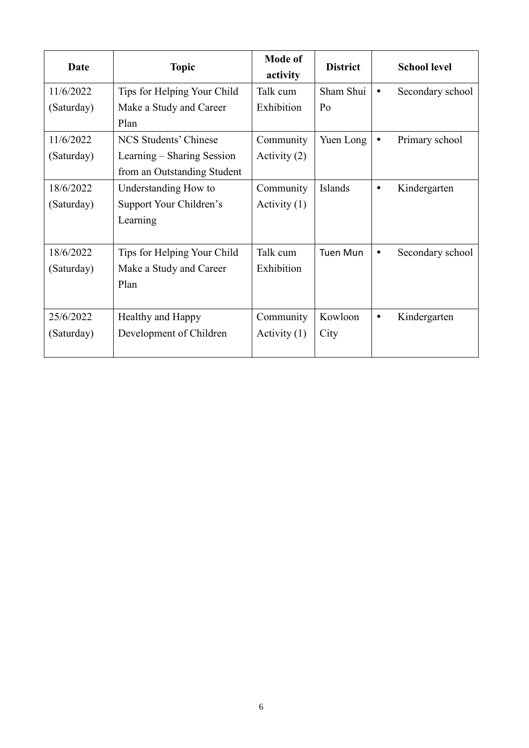| Date | Topic | Mode of activity | District | School level |
|---|---|---|---|---|
| 11/6/2022 (Saturday) | Tips for Helping Your Child Make a Study and Career Plan | Talk cum Exhibition | Sham Shui Po | • Secondary school |
| 11/6/2022 (Saturday) | NCS Students' Chinese Learning – Sharing Session from an Outstanding Student | Community Activity (2) | Yuen Long | • Primary school |
| 18/6/2022 (Saturday) | Understanding How to Support Your Children's Learning | Community Activity (1) | Islands | • Kindergarten |
| 18/6/2022 (Saturday) | Tips for Helping Your Child Make a Study and Career Plan | Talk cum Exhibition | Tuen Mun | • Secondary school |
| 25/6/2022 (Saturday) | Healthy and Happy Development of Children | Community Activity (1) | Kowloon City | • Kindergarten |